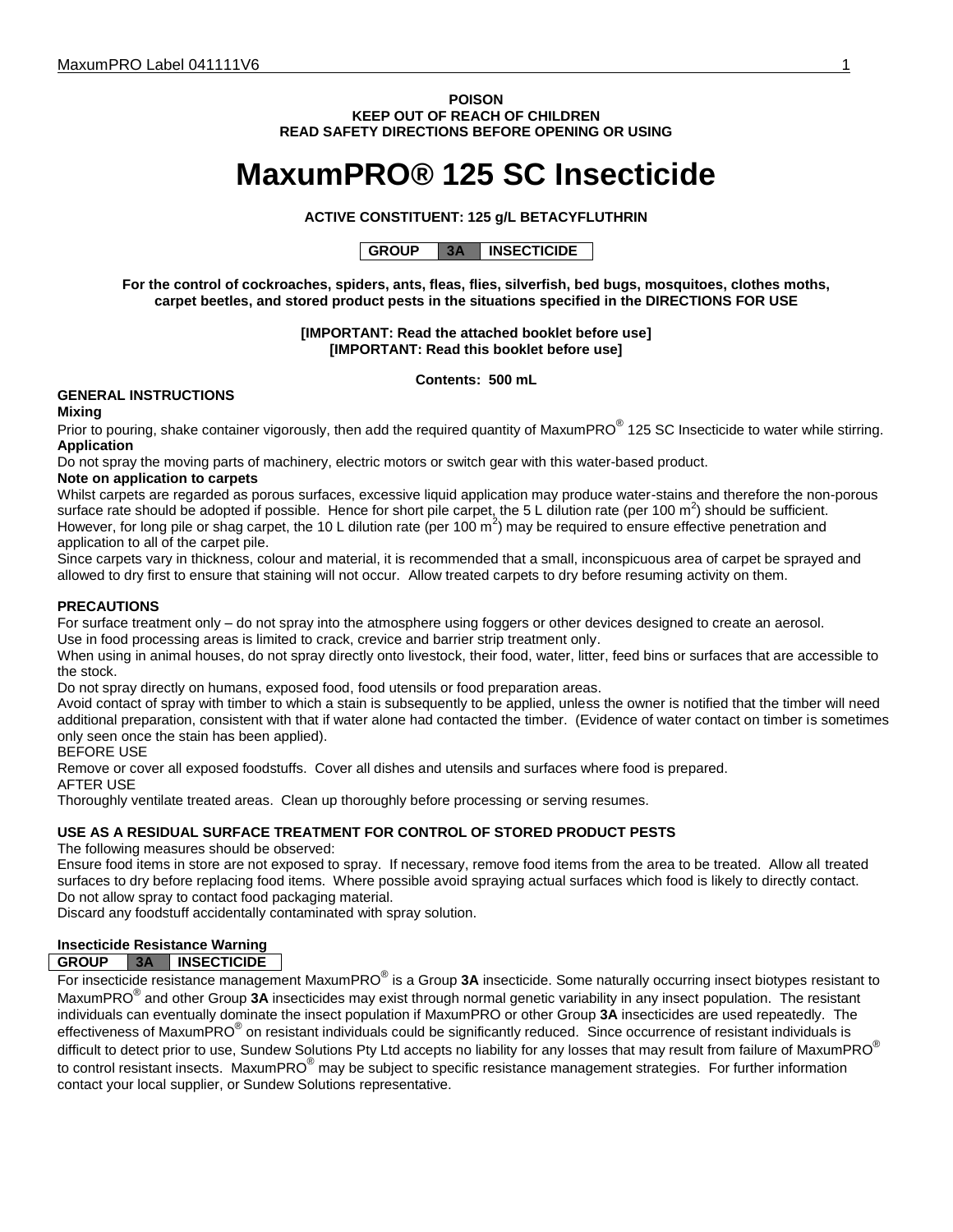**POISON**
**KEEP OUT OF REACH OF CHILDREN**
**READ SAFETY DIRECTIONS BEFORE OPENING OR USING**

# MaxumPRO® 125 SC Insecticide

**ACTIVE CONSTITUENT: 125 g/L BETACYFLUTHRIN**

| GROUP | 3A | INSECTICIDE |
|---|---|---|

**For the control of cockroaches, spiders, ants, fleas, flies, silverfish, bed bugs, mosquitoes, clothes moths, carpet beetles, and stored product pests in the situations specified in the DIRECTIONS FOR USE**

**[IMPORTANT: Read the attached booklet before use]**
**[IMPORTANT: Read this booklet before use]**

**Contents: 500 mL**

## GENERAL INSTRUCTIONS

**Mixing**

Prior to pouring, shake container vigorously, then add the required quantity of MaxumPRO® 125 SC Insecticide to water while stirring.

**Application**

Do not spray the moving parts of machinery, electric motors or switch gear with this water-based product.

**Note on application to carpets**

Whilst carpets are regarded as porous surfaces, excessive liquid application may produce water-stains and therefore the non-porous surface rate should be adopted if possible. Hence for short pile carpet, the 5 L dilution rate (per 100 $m^2$) should be sufficient. However, for long pile or shag carpet, the 10 L dilution rate (per 100 $m^2$) may be required to ensure effective penetration and application to all of the carpet pile.

Since carpets vary in thickness, colour and material, it is recommended that a small, inconspicuous area of carpet be sprayed and allowed to dry first to ensure that staining will not occur. Allow treated carpets to dry before resuming activity on them.

## PRECAUTIONS

For surface treatment only – do not spray into the atmosphere using foggers or other devices designed to create an aerosol.

Use in food processing areas is limited to crack, crevice and barrier strip treatment only.

When using in animal houses, do not spray directly onto livestock, their food, water, litter, feed bins or surfaces that are accessible to the stock.

Do not spray directly on humans, exposed food, food utensils or food preparation areas.

Avoid contact of spray with timber to which a stain is subsequently to be applied, unless the owner is notified that the timber will need additional preparation, consistent with that if water alone had contacted the timber. (Evidence of water contact on timber is sometimes only seen once the stain has been applied).

BEFORE USE

Remove or cover all exposed foodstuffs. Cover all dishes and utensils and surfaces where food is prepared.

AFTER USE

Thoroughly ventilate treated areas. Clean up thoroughly before processing or serving resumes.

## USE AS A RESIDUAL SURFACE TREATMENT FOR CONTROL OF STORED PRODUCT PESTS

The following measures should be observed:

Ensure food items in store are not exposed to spray. If necessary, remove food items from the area to be treated. Allow all treated surfaces to dry before replacing food items. Where possible avoid spraying actual surfaces which food is likely to directly contact.

Do not allow spray to contact food packaging material.

Discard any foodstuff accidentally contaminated with spray solution.

### Insecticide Resistance Warning

| GROUP | 3A | INSECTICIDE |
|---|---|---|

For insecticide resistance management MaxumPRO® is a Group **3A** insecticide. Some naturally occurring insect biotypes resistant to MaxumPRO® and other Group **3A** insecticides may exist through normal genetic variability in any insect population. The resistant individuals can eventually dominate the insect population if MaxumPRO or other Group **3A** insecticides are used repeatedly. The effectiveness of MaxumPRO® on resistant individuals could be significantly reduced. Since occurrence of resistant individuals is difficult to detect prior to use, Sundew Solutions Pty Ltd accepts no liability for any losses that may result from failure of MaxumPRO® to control resistant insects. MaxumPRO® may be subject to specific resistance management strategies. For further information contact your local supplier, or Sundew Solutions representative.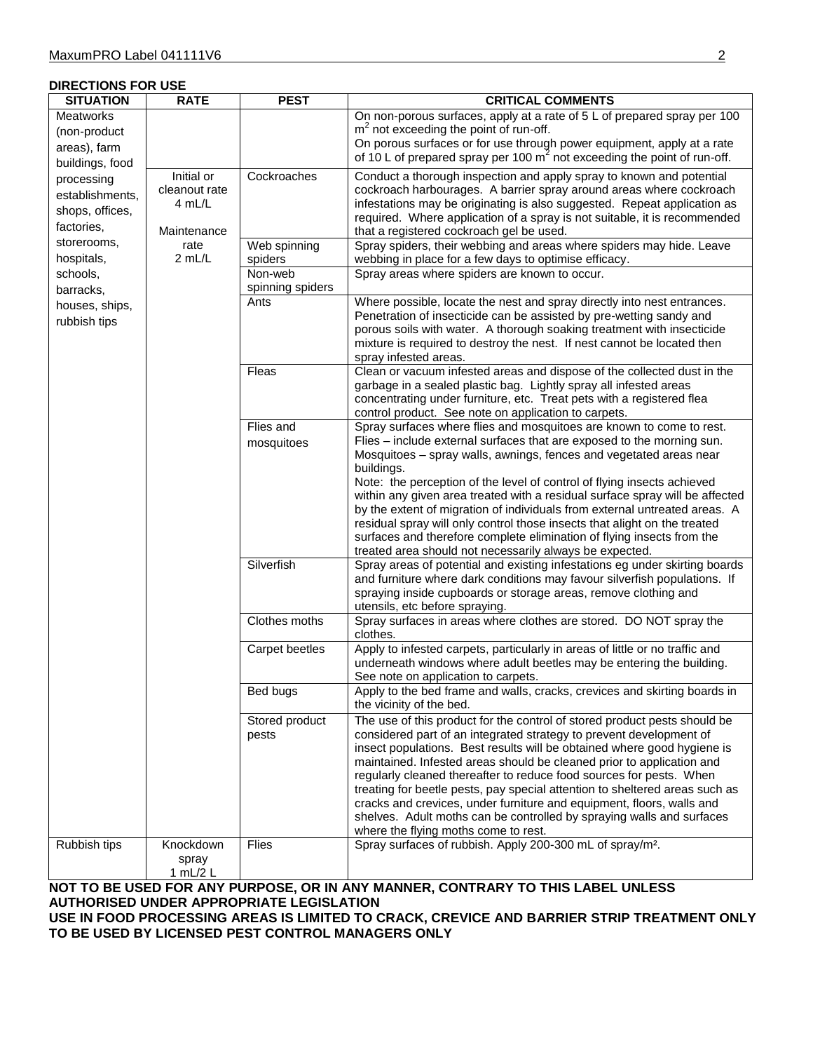**DIRECTIONS FOR USE**

| SITUATION | RATE | PEST | CRITICAL COMMENTS |
|---|---|---|---|
| Meatworks (non-product areas), farm buildings, food processing establishments, shops, offices, factories, storerooms, hospitals, schools, barracks, houses, ships, rubbish tips | | | On non-porous surfaces, apply at a rate of 5 L of prepared spray per 100 $m^2$ not exceeding the point of run-off. On porous surfaces or for use through power equipment, apply at a rate of 10 L of prepared spray per 100 $m^2$ not exceeding the point of run-off. |
| | Initial or cleanout rate 4 mL/L<br><br>Maintenance rate 2 mL/L | Cockroaches | Conduct a thorough inspection and apply spray to known and potential cockroach harbourages. A barrier spray around areas where cockroach infestations may be originating is also suggested. Repeat application as required. Where application of a spray is not suitable, it is recommended that a registered cockroach gel be used. |
| | | Web spinning spiders | Spray spiders, their webbing and areas where spiders may hide. Leave webbing in place for a few days to optimise efficacy. |
| | | Non-web spinning spiders | Spray areas where spiders are known to occur. |
| | | Ants | Where possible, locate the nest and spray directly into nest entrances. Penetration of insecticide can be assisted by pre-wetting sandy and porous soils with water. A thorough soaking treatment with insecticide mixture is required to destroy the nest. If nest cannot be located then spray infested areas. |
| | | Fleas | Clean or vacuum infested areas and dispose of the collected dust in the garbage in a sealed plastic bag. Lightly spray all infested areas concentrating under furniture, etc. Treat pets with a registered flea control product. See note on application to carpets. |
| | | Flies and mosquitoes | Spray surfaces where flies and mosquitoes are known to come to rest. Flies – include external surfaces that are exposed to the morning sun. Mosquitoes – spray walls, awnings, fences and vegetated areas near buildings.<br>Note: the perception of the level of control of flying insects achieved within any given area treated with a residual surface spray will be affected by the extent of migration of individuals from external untreated areas. A residual spray will only control those insects that alight on the treated surfaces and therefore complete elimination of flying insects from the treated area should not necessarily always be expected. |
| | | Silverfish | Spray areas of potential and existing infestations eg under skirting boards and furniture where dark conditions may favour silverfish populations. If spraying inside cupboards or storage areas, remove clothing and utensils, etc before spraying. |
| | | Clothes moths | Spray surfaces in areas where clothes are stored. DO NOT spray the clothes. |
| | | Carpet beetles | Apply to infested carpets, particularly in areas of little or no traffic and underneath windows where adult beetles may be entering the building. See note on application to carpets. |
| | | Bed bugs | Apply to the bed frame and walls, cracks, crevices and skirting boards in the vicinity of the bed. |
| | | Stored product pests | The use of this product for the control of stored product pests should be considered part of an integrated strategy to prevent development of insect populations. Best results will be obtained where good hygiene is maintained. Infested areas should be cleaned prior to application and regularly cleaned thereafter to reduce food sources for pests. When treating for beetle pests, pay special attention to sheltered areas such as cracks and crevices, under furniture and equipment, floors, walls and shelves. Adult moths can be controlled by spraying walls and surfaces where the flying moths come to rest. |
| Rubbish tips | Knockdown spray 1 mL/2 L | Flies | Spray surfaces of rubbish. Apply 200-300 mL of spray/m². |

**NOT TO BE USED FOR ANY PURPOSE, OR IN ANY MANNER, CONTRARY TO THIS LABEL UNLESS AUTHORISED UNDER APPROPRIATE LEGISLATION**
**USE IN FOOD PROCESSING AREAS IS LIMITED TO CRACK, CREVICE AND BARRIER STRIP TREATMENT ONLY**
**TO BE USED BY LICENSED PEST CONTROL MANAGERS ONLY**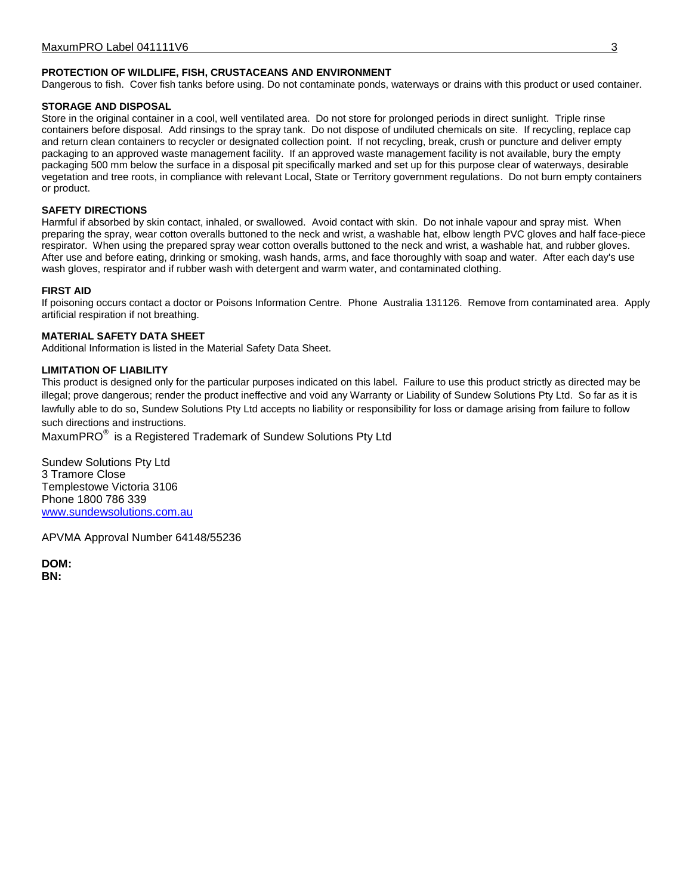### PROTECTION OF WILDLIFE, FISH, CRUSTACEANS AND ENVIRONMENT

Dangerous to fish. Cover fish tanks before using. Do not contaminate ponds, waterways or drains with this product or used container.

### STORAGE AND DISPOSAL

Store in the original container in a cool, well ventilated area. Do not store for prolonged periods in direct sunlight. Triple rinse containers before disposal. Add rinsings to the spray tank. Do not dispose of undiluted chemicals on site. If recycling, replace cap and return clean containers to recycler or designated collection point. If not recycling, break, crush or puncture and deliver empty packaging to an approved waste management facility. If an approved waste management facility is not available, bury the empty packaging 500 mm below the surface in a disposal pit specifically marked and set up for this purpose clear of waterways, desirable vegetation and tree roots, in compliance with relevant Local, State or Territory government regulations. Do not burn empty containers or product.

### SAFETY DIRECTIONS

Harmful if absorbed by skin contact, inhaled, or swallowed. Avoid contact with skin. Do not inhale vapour and spray mist. When preparing the spray, wear cotton overalls buttoned to the neck and wrist, a washable hat, elbow length PVC gloves and half face-piece respirator. When using the prepared spray wear cotton overalls buttoned to the neck and wrist, a washable hat, and rubber gloves. After use and before eating, drinking or smoking, wash hands, arms, and face thoroughly with soap and water. After each day's use wash gloves, respirator and if rubber wash with detergent and warm water, and contaminated clothing.

### FIRST AID

If poisoning occurs contact a doctor or Poisons Information Centre. Phone Australia 131126. Remove from contaminated area. Apply artificial respiration if not breathing.

### MATERIAL SAFETY DATA SHEET

Additional Information is listed in the Material Safety Data Sheet.

### LIMITATION OF LIABILITY

This product is designed only for the particular purposes indicated on this label. Failure to use this product strictly as directed may be illegal; prove dangerous; render the product ineffective and void any Warranty or Liability of Sundew Solutions Pty Ltd. So far as it is lawfully able to do so, Sundew Solutions Pty Ltd accepts no liability or responsibility for loss or damage arising from failure to follow such directions and instructions.

MaxumPRO® is a Registered Trademark of Sundew Solutions Pty Ltd

Sundew Solutions Pty Ltd
3 Tramore Close
Templestowe Victoria 3106
Phone 1800 786 339
www.sundewsolutions.com.au

APVMA Approval Number 64148/55236

**DOM:**
**BN:**